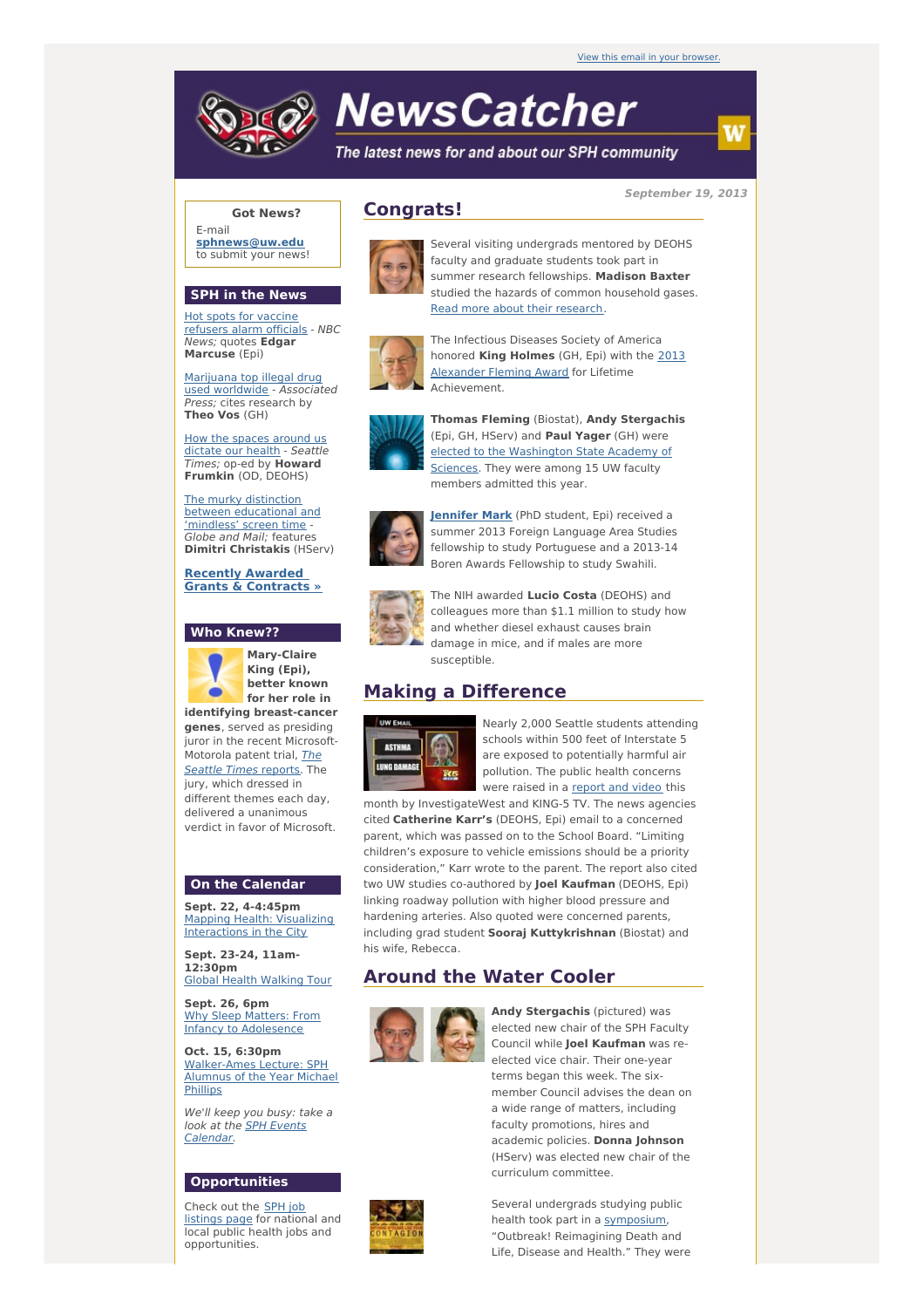View this email in your browser.

# NewsCatcher

*The latest news for and about our SPH community*

**September 19, 2013**

**Got News?**

E-mail **sphnews@uw.edu** to submit your news!

## SPH in the News

Hot spots for vaccine refusers alarm officials - *NBC News;* quotes **Edgar Marcuse** (Epi)

Marijuana top illegal drug used worldwide - *Associated Press;* cites research by **Theo Vos** (GH)

How the spaces around us dictate our health - *Seattle Times;* op-ed by **Howard Frumkin** (OD, DEOHS)

The murky distinction between educational and 'mindless' screen time - *Globe and Mail;* features **Dimitri Christakis** (HServ)

**Recently Awarded Grants & Contracts »**

## Who Knew??

**Mary-Claire King (Epi), better known for her role in identifying breast-cancer genes**, served as presiding juror in the recent Microsoft-Motorola patent trial, *The Seattle Times* reports. The jury, which dressed in different themes each day, delivered a unanimous verdict in favor of Microsoft.

## On the Calendar

**Sept. 22, 4-4:45pm**
Mapping Health: Visualizing Interactions in the City

**Sept. 23-24, 11am-12:30pm**
Global Health Walking Tour

**Sept. 26, 6pm**
Why Sleep Matters: From Infancy to Adolescence

**Oct. 15, 6:30pm**
Walker-Ames Lecture: SPH Alumnus of the Year Michael Phillips

*We'll keep you busy: take a look at the SPH Events Calendar.*

## Opportunities

Check out the SPH job listings page for national and local public health jobs and opportunities.

## Congrats!

Several visiting undergrads mentored by DEOHS faculty and graduate students took part in summer research fellowships. **Madison Baxter** studied the hazards of common household gases. Read more about their research.

The Infectious Diseases Society of America honored **King Holmes** (GH, Epi) with the 2013 Alexander Fleming Award for Lifetime Achievement.

**Thomas Fleming** (Biostat), **Andy Stergachis** (Epi, GH, HServ) and **Paul Yager** (GH) were elected to the Washington State Academy of Sciences. They were among 15 UW faculty members admitted this year.

**Jennifer Mark** (PhD student, Epi) received a summer 2013 Foreign Language Area Studies fellowship to study Portuguese and a 2013-14 Boren Awards Fellowship to study Swahili.

The NIH awarded **Lucio Costa** (DEOHS) and colleagues more than $1.1 million to study how and whether diesel exhaust causes brain damage in mice, and if males are more susceptible.

## Making a Difference

Nearly 2,000 Seattle students attending schools within 500 feet of Interstate 5 are exposed to potentially harmful air pollution. The public health concerns were raised in a report and video this month by InvestigateWest and KING-5 TV. The news agencies cited **Catherine Karr's** (DEOHS, Epi) email to a concerned parent, which was passed on to the School Board. "Limiting children's exposure to vehicle emissions should be a priority consideration," Karr wrote to the parent. The report also cited two UW studies co-authored by **Joel Kaufman** (DEOHS, Epi) linking roadway pollution with higher blood pressure and hardening arteries. Also quoted were concerned parents, including grad student **Sooraj Kuttykrishnan** (Biostat) and his wife, Rebecca.

## Around the Water Cooler

**Andy Stergachis** (pictured) was elected new chair of the SPH Faculty Council while **Joel Kaufman** was re-elected vice chair. Their one-year terms began this week. The six-member Council advises the dean on a wide range of matters, including faculty promotions, hires and academic policies. **Donna Johnson** (HServ) was elected new chair of the curriculum committee.

Several undergrads studying public health took part in a symposium, "Outbreak! Reimagining Death and Life, Disease and Health." They were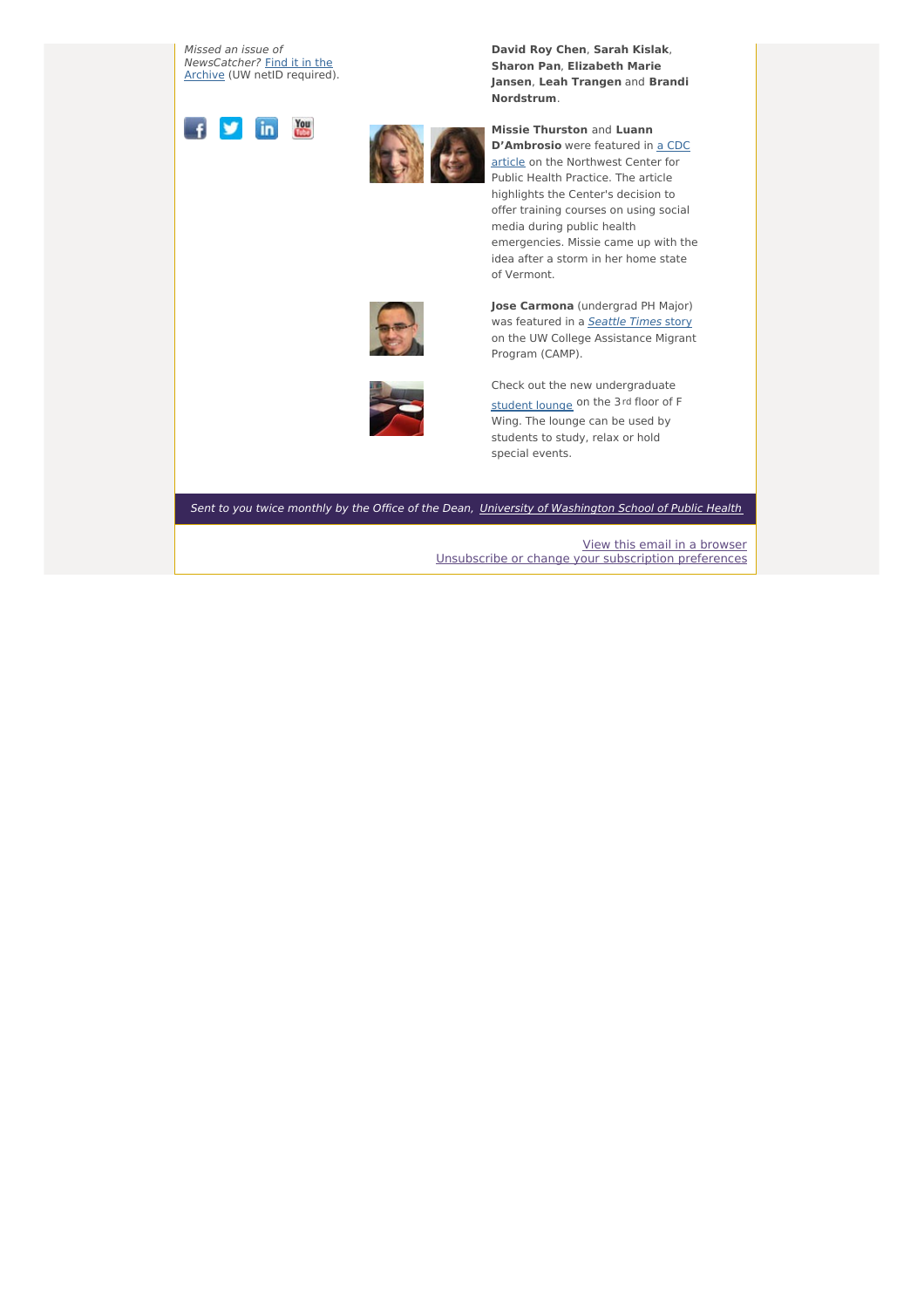*Missed an issue of NewsCatcher?* Find it in the Archive (UW netID required).

**David Roy Chen**, **Sarah Kislak**, **Sharon Pan**, **Elizabeth Marie Jansen**, **Leah Trangen** and **Brandi Nordstrum**.

**Missie Thurston** and **Luann D'Ambrosio** were featured in a CDC article on the Northwest Center for Public Health Practice. The article highlights the Center's decision to offer training courses on using social media during public health emergencies. Missie came up with the idea after a storm in her home state of Vermont.

**Jose Carmona** (undergrad PH Major) was featured in a *Seattle Times* story on the UW College Assistance Migrant Program (CAMP).

Check out the new undergraduate student lounge on the 3rd floor of F Wing. The lounge can be used by students to study, relax or hold special events.

*Sent to you twice monthly by the Office of the Dean, University of Washington School of Public Health*

View this email in a browser
Unsubscribe or change your subscription preferences